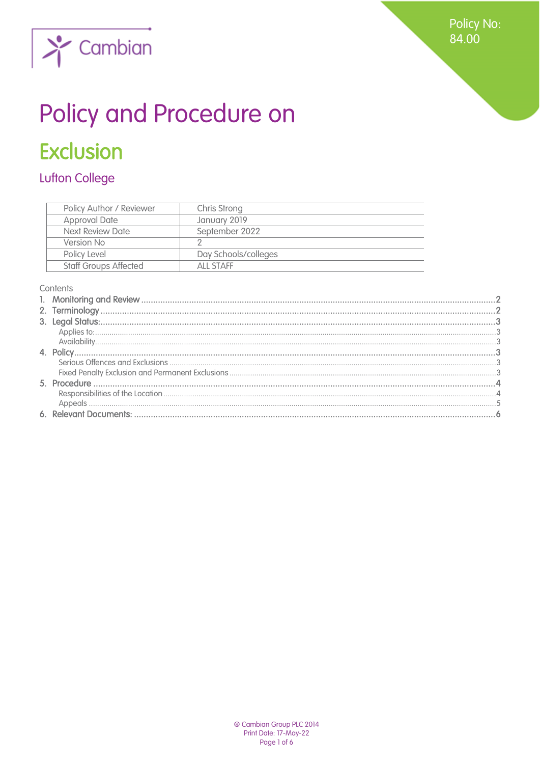Policy No: 84.00

Cambian

# Policy and Procedure on

# Exclusion

## Lufton College

| Policy Author / Reviewer | Chris Strong |
|---|---|
| Approval Date | January 2019 |
| Next Review Date | September 2022 |
| Version No | 2 |
| Policy Level | Day Schools/colleges |
| Staff Groups Affected | ALL STAFF |

Contents

1. Monitoring and Review ....... 2
2. Terminology ....... 2
3. Legal Status: ....... 3
   - Applies to: ....... 3
   - Availability ....... 3
4. Policy ....... 3
   - Serious Offences and Exclusions ....... 3
   - Fixed Penalty Exclusion and Permanent Exclusions ....... 3
5. Procedure ....... 4
   - Responsibilities of the Location ....... 4
   - Appeals ....... 5
6. Relevant Documents: ....... 6

® Cambian Group PLC 2014
Print Date: 17-May-22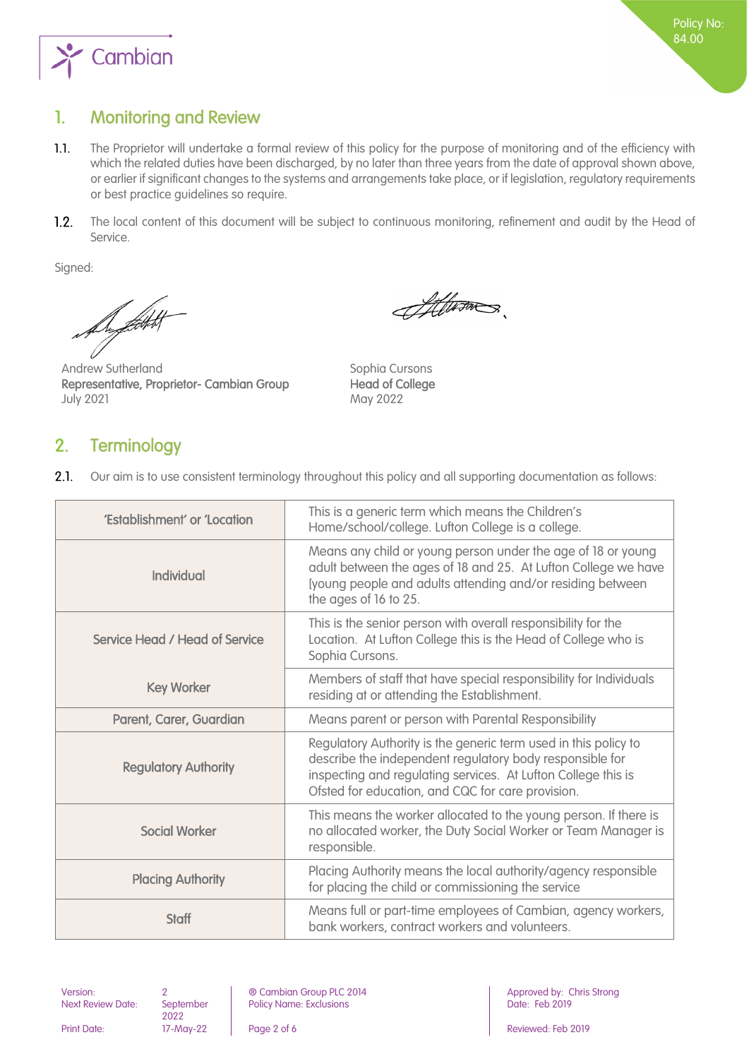## 1. Monitoring and Review

**1.1.** The Proprietor will undertake a formal review of this policy for the purpose of monitoring and of the efficiency with which the related duties have been discharged, by no later than three years from the date of approval shown above, or earlier if significant changes to the systems and arrangements take place, or if legislation, regulatory requirements or best practice guidelines so require.

**1.2.** The local content of this document will be subject to continuous monitoring, refinement and audit by the Head of Service.

Signed:

Andrew Sutherland
**Representative, Proprietor- Cambian Group**
July 2021

Sophia Cursons
**Head of College**
May 2022

## 2. Terminology

**2.1.** Our aim is to use consistent terminology throughout this policy and all supporting documentation as follows:

| | |
|---|---|
| 'Establishment' or 'Location | This is a generic term which means the Children's Home/school/college. Lufton College is a college. |
| Individual | Means any child or young person under the age of 18 or young adult between the ages of 18 and 25. At Lufton College we have [young people and adults attending and/or residing between the ages of 16 to 25. |
| Service Head / Head of Service | This is the senior person with overall responsibility for the Location. At Lufton College this is the Head of College who is Sophia Cursons. |
| Key Worker | Members of staff that have special responsibility for Individuals residing at or attending the Establishment. |
| Parent, Carer, Guardian | Means parent or person with Parental Responsibility |
| Regulatory Authority | Regulatory Authority is the generic term used in this policy to describe the independent regulatory body responsible for inspecting and regulating services. At Lufton College this is Ofsted for education, and CQC for care provision. |
| Social Worker | This means the worker allocated to the young person. If there is no allocated worker, the Duty Social Worker or Team Manager is responsible. |
| Placing Authority | Placing Authority means the local authority/agency responsible for placing the child or commissioning the service |
| Staff | Means full or part-time employees of Cambian, agency workers, bank workers, contract workers and volunteers. |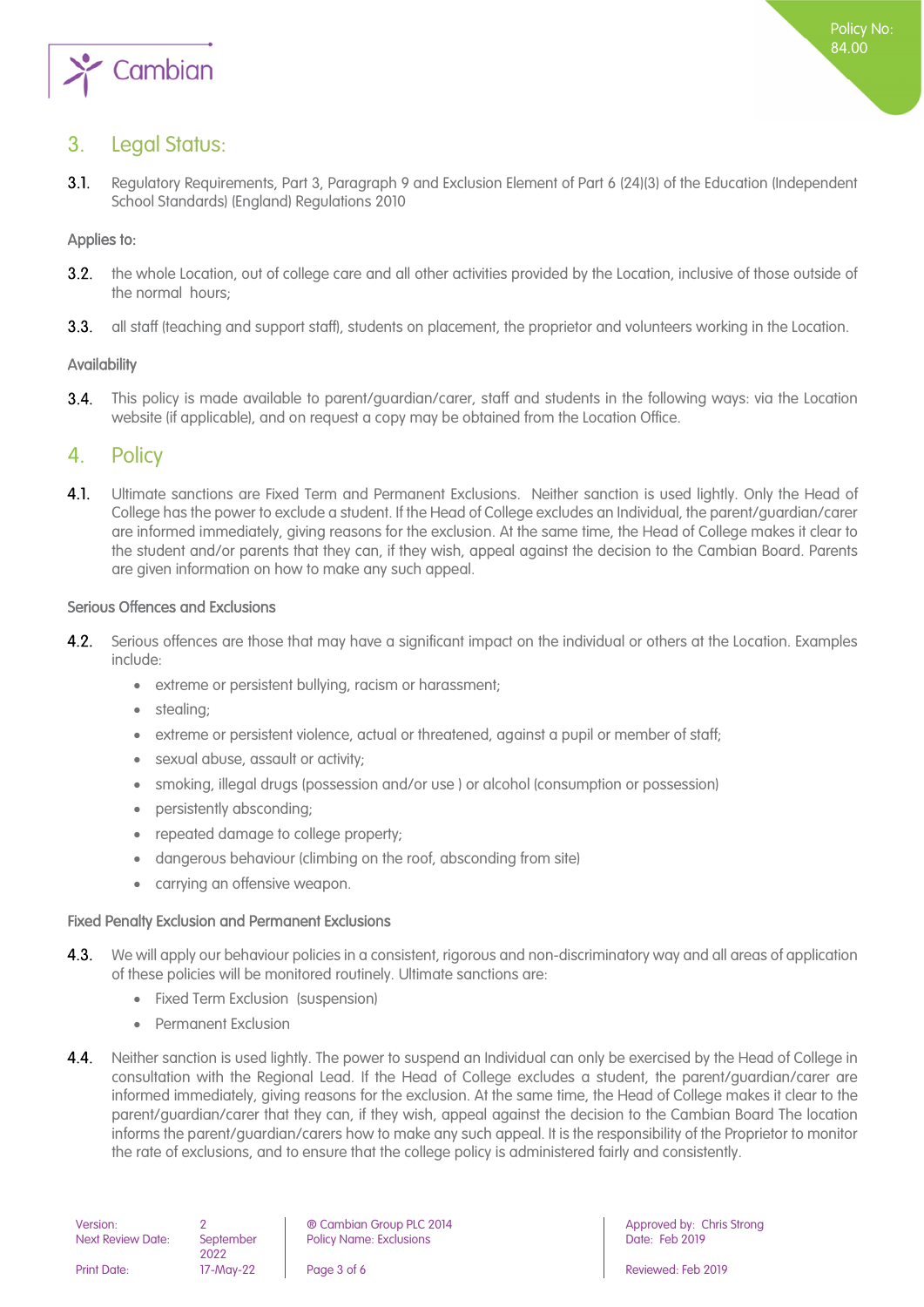## 3. Legal Status:

**3.1.** Regulatory Requirements, Part 3, Paragraph 9 and Exclusion Element of Part 6 (24)(3) of the Education (Independent School Standards) (England) Regulations 2010

Applies to:

**3.2.** the whole Location, out of college care and all other activities provided by the Location, inclusive of those outside of the normal hours;

**3.3.** all staff (teaching and support staff), students on placement, the proprietor and volunteers working in the Location.

Availability

**3.4.** This policy is made available to parent/guardian/carer, staff and students in the following ways: via the Location website (if applicable), and on request a copy may be obtained from the Location Office.

## 4. Policy

**4.1.** Ultimate sanctions are Fixed Term and Permanent Exclusions. Neither sanction is used lightly. Only the Head of College has the power to exclude a student. If the Head of College excludes an Individual, the parent/guardian/carer are informed immediately, giving reasons for the exclusion. At the same time, the Head of College makes it clear to the student and/or parents that they can, if they wish, appeal against the decision to the Cambian Board. Parents are given information on how to make any such appeal.

Serious Offences and Exclusions

**4.2.** Serious offences are those that may have a significant impact on the individual or others at the Location. Examples include:

- extreme or persistent bullying, racism or harassment;
- stealing;
- extreme or persistent violence, actual or threatened, against a pupil or member of staff;
- sexual abuse, assault or activity;
- smoking, illegal drugs (possession and/or use ) or alcohol (consumption or possession)
- persistently absconding;
- repeated damage to college property;
- dangerous behaviour (climbing on the roof, absconding from site)
- carrying an offensive weapon.

Fixed Penalty Exclusion and Permanent Exclusions

**4.3.** We will apply our behaviour policies in a consistent, rigorous and non-discriminatory way and all areas of application of these policies will be monitored routinely. Ultimate sanctions are:

- Fixed Term Exclusion (suspension)
- Permanent Exclusion

**4.4.** Neither sanction is used lightly. The power to suspend an Individual can only be exercised by the Head of College in consultation with the Regional Lead. If the Head of College excludes a student, the parent/guardian/carer are informed immediately, giving reasons for the exclusion. At the same time, the Head of College makes it clear to the parent/guardian/carer that they can, if they wish, appeal against the decision to the Cambian Board The location informs the parent/guardian/carers how to make any such appeal. It is the responsibility of the Proprietor to monitor the rate of exclusions, and to ensure that the college policy is administered fairly and consistently.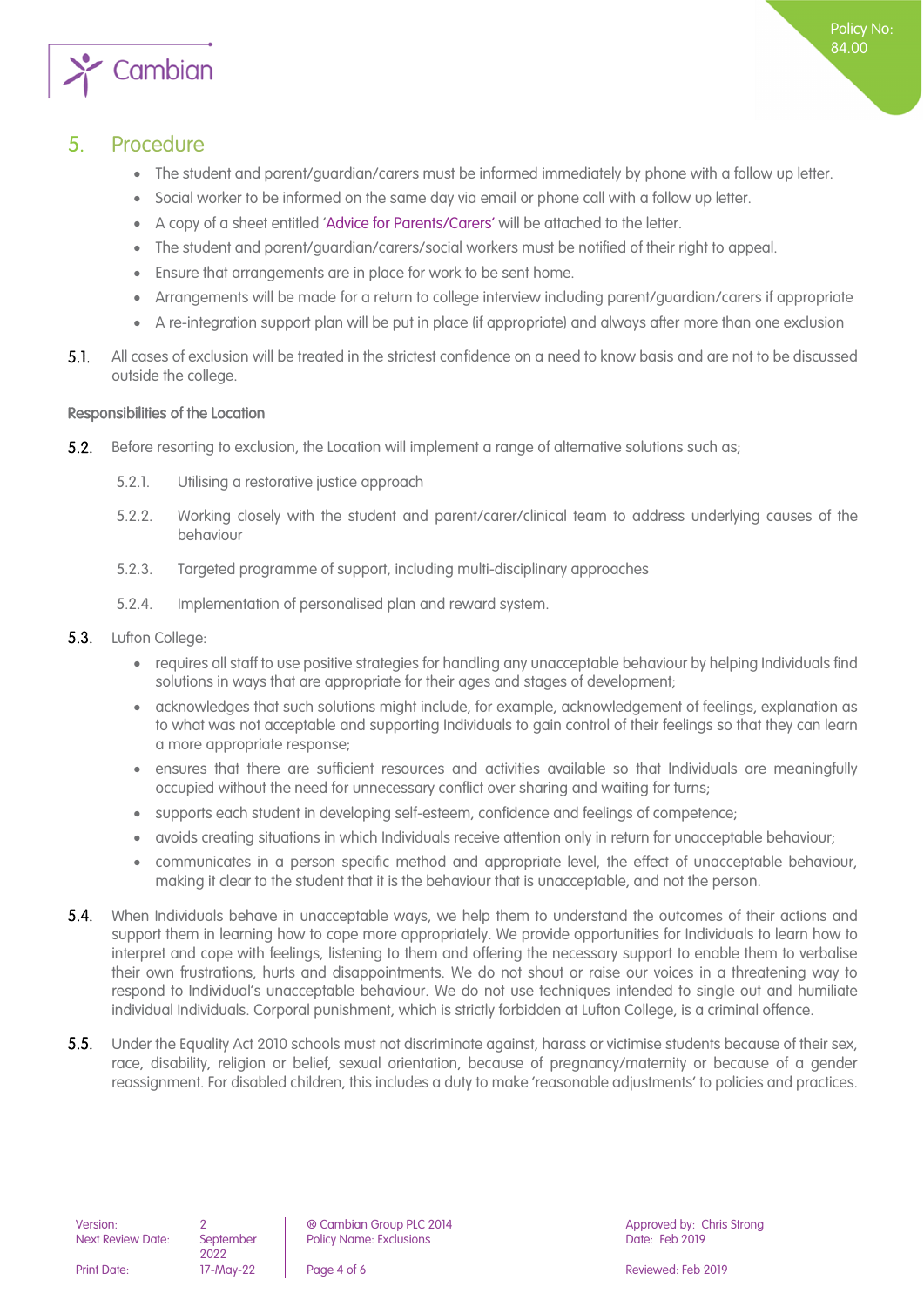## 5. Procedure

- The student and parent/guardian/carers must be informed immediately by phone with a follow up letter.
- Social worker to be informed on the same day via email or phone call with a follow up letter.
- A copy of a sheet entitled 'Advice for Parents/Carers' will be attached to the letter.
- The student and parent/guardian/carers/social workers must be notified of their right to appeal.
- Ensure that arrangements are in place for work to be sent home.
- Arrangements will be made for a return to college interview including parent/guardian/carers if appropriate
- A re-integration support plan will be put in place (if appropriate) and always after more than one exclusion

**5.1.** All cases of exclusion will be treated in the strictest confidence on a need to know basis and are not to be discussed outside the college.

### Responsibilities of the Location

**5.2.** Before resorting to exclusion, the Location will implement a range of alternative solutions such as;

5.2.1. Utilising a restorative justice approach

5.2.2. Working closely with the student and parent/carer/clinical team to address underlying causes of the behaviour

5.2.3. Targeted programme of support, including multi-disciplinary approaches

5.2.4. Implementation of personalised plan and reward system.

**5.3.** Lufton College:

- requires all staff to use positive strategies for handling any unacceptable behaviour by helping Individuals find solutions in ways that are appropriate for their ages and stages of development;
- acknowledges that such solutions might include, for example, acknowledgement of feelings, explanation as to what was not acceptable and supporting Individuals to gain control of their feelings so that they can learn a more appropriate response;
- ensures that there are sufficient resources and activities available so that Individuals are meaningfully occupied without the need for unnecessary conflict over sharing and waiting for turns;
- supports each student in developing self-esteem, confidence and feelings of competence;
- avoids creating situations in which Individuals receive attention only in return for unacceptable behaviour;
- communicates in a person specific method and appropriate level, the effect of unacceptable behaviour, making it clear to the student that it is the behaviour that is unacceptable, and not the person.

**5.4.** When Individuals behave in unacceptable ways, we help them to understand the outcomes of their actions and support them in learning how to cope more appropriately. We provide opportunities for Individuals to learn how to interpret and cope with feelings, listening to them and offering the necessary support to enable them to verbalise their own frustrations, hurts and disappointments. We do not shout or raise our voices in a threatening way to respond to Individual's unacceptable behaviour. We do not use techniques intended to single out and humiliate individual Individuals. Corporal punishment, which is strictly forbidden at Lufton College, is a criminal offence.

**5.5.** Under the Equality Act 2010 schools must not discriminate against, harass or victimise students because of their sex, race, disability, religion or belief, sexual orientation, because of pregnancy/maternity or because of a gender reassignment. For disabled children, this includes a duty to make 'reasonable adjustments' to policies and practices.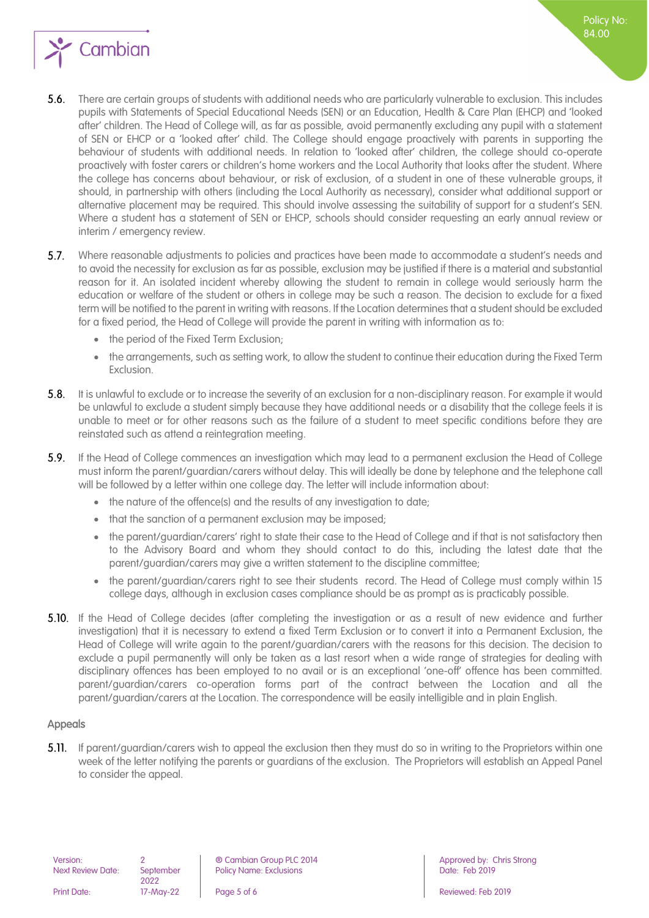5.6. There are certain groups of students with additional needs who are particularly vulnerable to exclusion. This includes pupils with Statements of Special Educational Needs (SEN) or an Education, Health & Care Plan (EHCP) and 'looked after' children. The Head of College will, as far as possible, avoid permanently excluding any pupil with a statement of SEN or EHCP or a 'looked after' child. The College should engage proactively with parents in supporting the behaviour of students with additional needs. In relation to 'looked after' children, the college should co-operate proactively with foster carers or children's home workers and the Local Authority that looks after the student. Where the college has concerns about behaviour, or risk of exclusion, of a student in one of these vulnerable groups, it should, in partnership with others (including the Local Authority as necessary), consider what additional support or alternative placement may be required. This should involve assessing the suitability of support for a student's SEN. Where a student has a statement of SEN or EHCP, schools should consider requesting an early annual review or interim / emergency review.

5.7. Where reasonable adjustments to policies and practices have been made to accommodate a student's needs and to avoid the necessity for exclusion as far as possible, exclusion may be justified if there is a material and substantial reason for it. An isolated incident whereby allowing the student to remain in college would seriously harm the education or welfare of the student or others in college may be such a reason. The decision to exclude for a fixed term will be notified to the parent in writing with reasons. If the Location determines that a student should be excluded for a fixed period, the Head of College will provide the parent in writing with information as to:

- the period of the Fixed Term Exclusion;
- the arrangements, such as setting work, to allow the student to continue their education during the Fixed Term Exclusion.

5.8. It is unlawful to exclude or to increase the severity of an exclusion for a non-disciplinary reason. For example it would be unlawful to exclude a student simply because they have additional needs or a disability that the college feels it is unable to meet or for other reasons such as the failure of a student to meet specific conditions before they are reinstated such as attend a reintegration meeting.

5.9. If the Head of College commences an investigation which may lead to a permanent exclusion the Head of College must inform the parent/guardian/carers without delay. This will ideally be done by telephone and the telephone call will be followed by a letter within one college day. The letter will include information about:

- the nature of the offence(s) and the results of any investigation to date;
- that the sanction of a permanent exclusion may be imposed;
- the parent/guardian/carers' right to state their case to the Head of College and if that is not satisfactory then to the Advisory Board and whom they should contact to do this, including the latest date that the parent/guardian/carers may give a written statement to the discipline committee;
- the parent/guardian/carers right to see their students record. The Head of College must comply within 15 college days, although in exclusion cases compliance should be as prompt as is practicably possible.

5.10. If the Head of College decides (after completing the investigation or as a result of new evidence and further investigation) that it is necessary to extend a fixed Term Exclusion or to convert it into a Permanent Exclusion, the Head of College will write again to the parent/guardian/carers with the reasons for this decision. The decision to exclude a pupil permanently will only be taken as a last resort when a wide range of strategies for dealing with disciplinary offences has been employed to no avail or is an exceptional 'one-off' offence has been committed. parent/guardian/carers co-operation forms part of the contract between the Location and all the parent/guardian/carers at the Location. The correspondence will be easily intelligible and in plain English.

### Appeals

5.11. If parent/guardian/carers wish to appeal the exclusion then they must do so in writing to the Proprietors within one week of the letter notifying the parents or guardians of the exclusion. The Proprietors will establish an Appeal Panel to consider the appeal.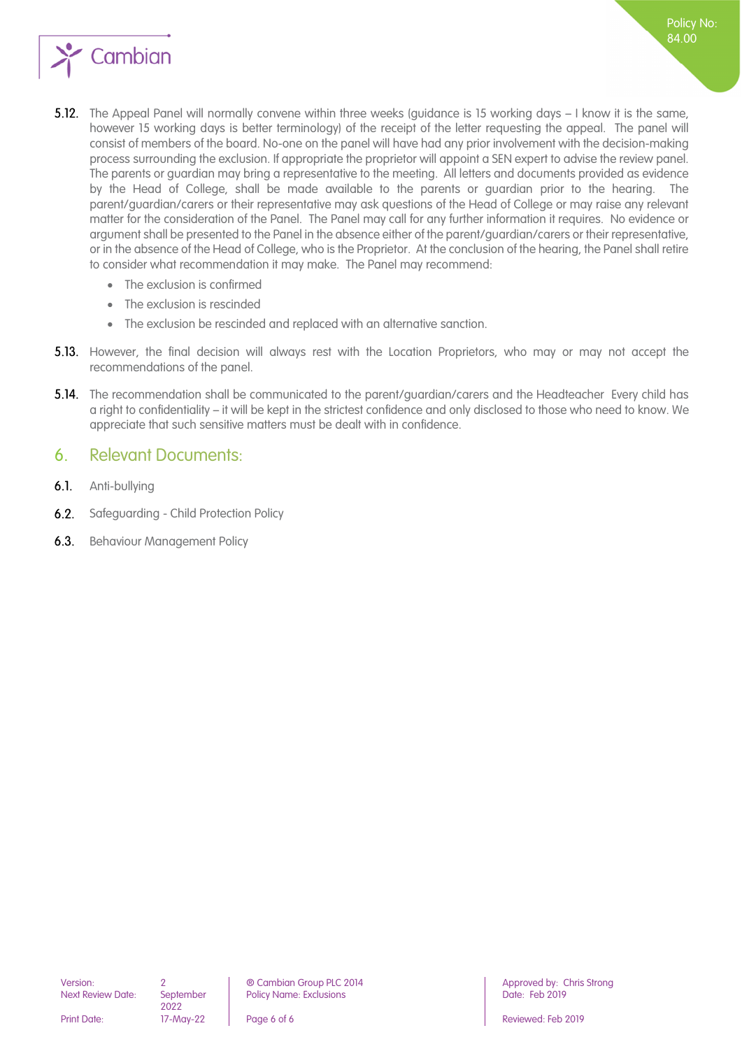5.12. The Appeal Panel will normally convene within three weeks (guidance is 15 working days – I know it is the same, however 15 working days is better terminology) of the receipt of the letter requesting the appeal. The panel will consist of members of the board. No-one on the panel will have had any prior involvement with the decision-making process surrounding the exclusion. If appropriate the proprietor will appoint a SEN expert to advise the review panel. The parents or guardian may bring a representative to the meeting. All letters and documents provided as evidence by the Head of College, shall be made available to the parents or guardian prior to the hearing. The parent/guardian/carers or their representative may ask questions of the Head of College or may raise any relevant matter for the consideration of the Panel. The Panel may call for any further information it requires. No evidence or argument shall be presented to the Panel in the absence either of the parent/guardian/carers or their representative, or in the absence of the Head of College, who is the Proprietor. At the conclusion of the hearing, the Panel shall retire to consider what recommendation it may make. The Panel may recommend:

- The exclusion is confirmed
- The exclusion is rescinded
- The exclusion be rescinded and replaced with an alternative sanction.

5.13. However, the final decision will always rest with the Location Proprietors, who may or may not accept the recommendations of the panel.

5.14. The recommendation shall be communicated to the parent/guardian/carers and the Headteacher Every child has a right to confidentiality – it will be kept in the strictest confidence and only disclosed to those who need to know. We appreciate that such sensitive matters must be dealt with in confidence.

## 6. Relevant Documents:

6.1. Anti-bullying

6.2. Safeguarding - Child Protection Policy

6.3. Behaviour Management Policy